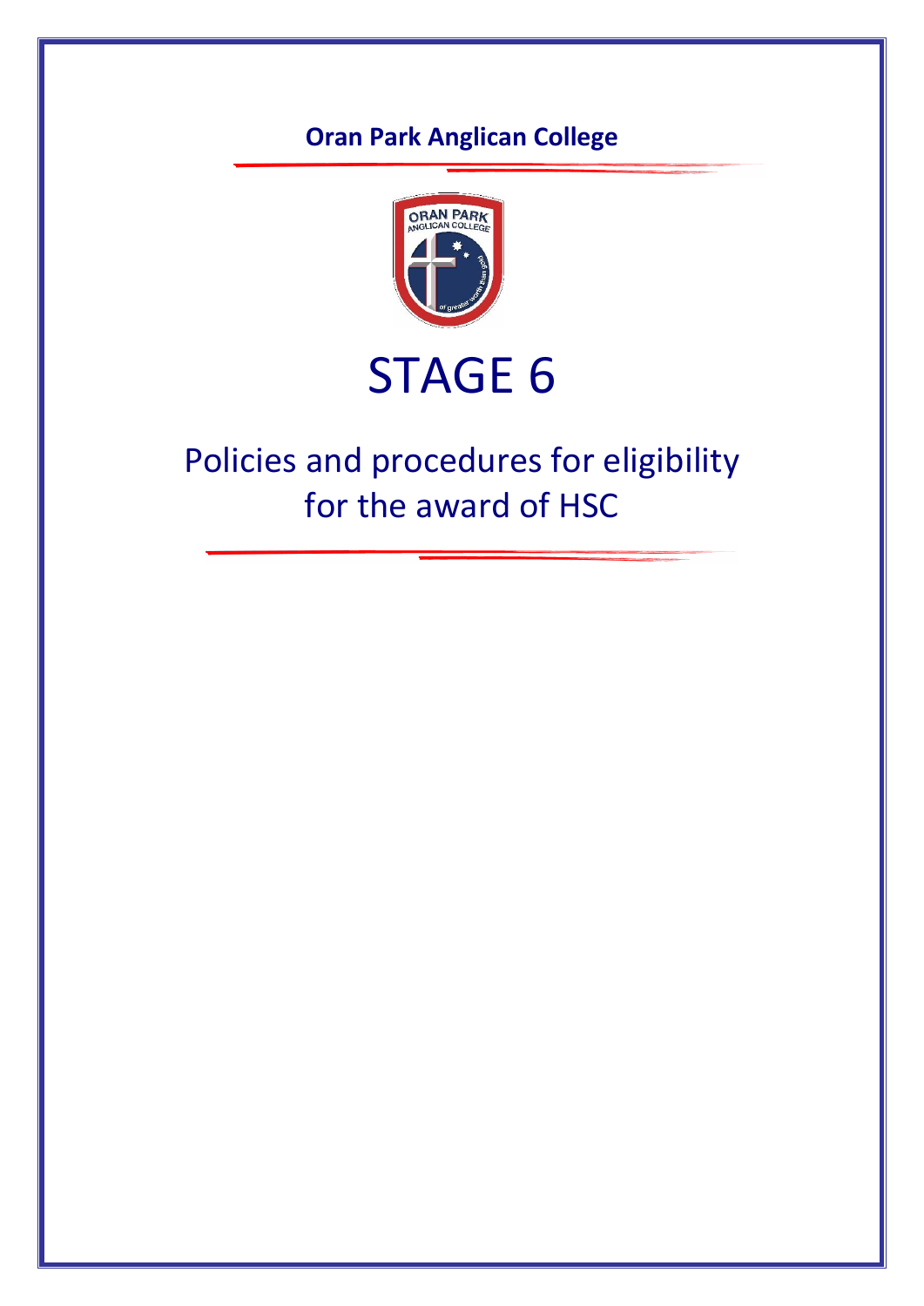**Oran Park Anglican College**

# STAGE 6

## Policies and procedures for eligibility for the award of HSC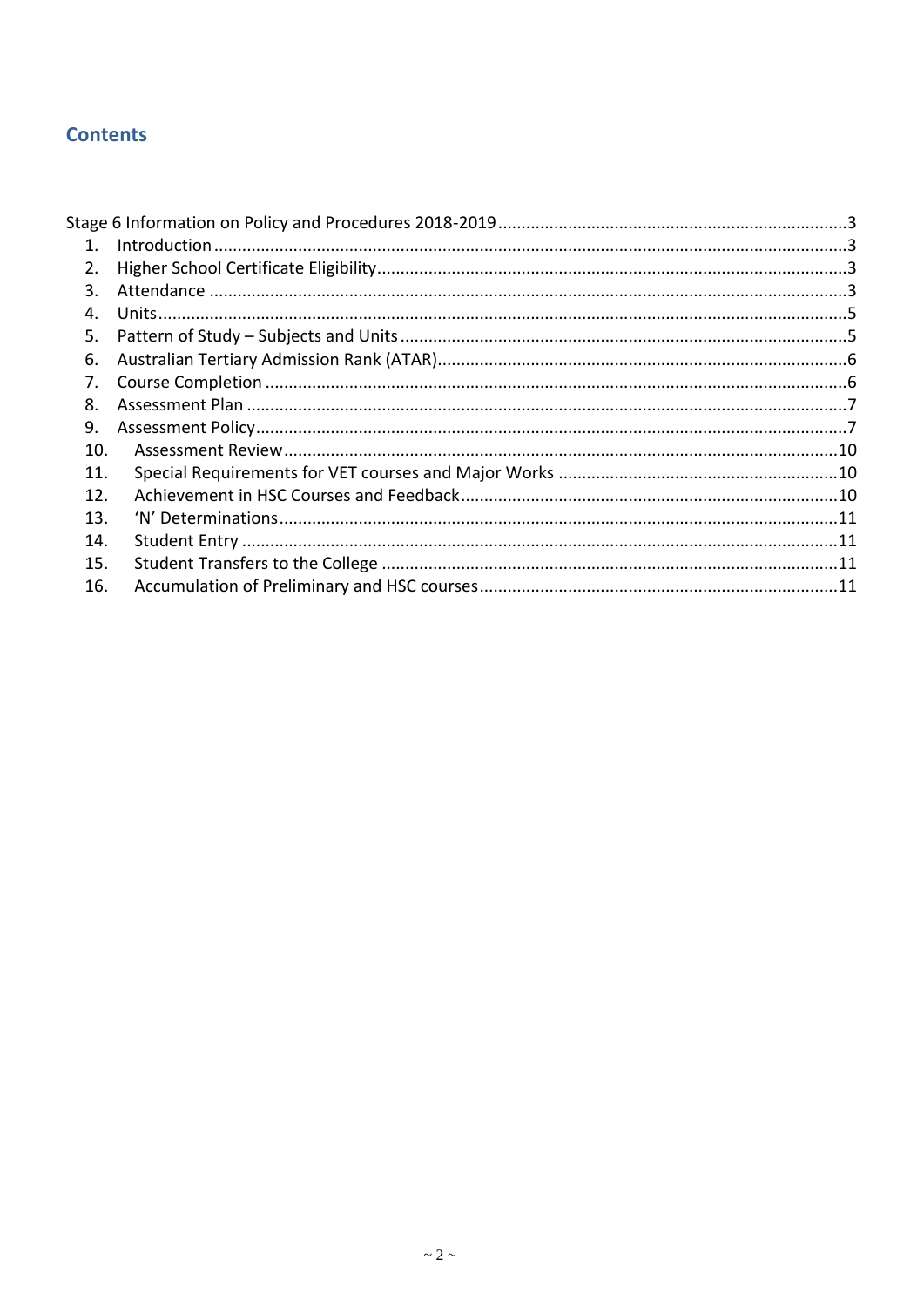## Contents

Stage 6 Information on Policy and Procedures 2018-2019 .......... 3

1. Introduction .......... 3
2. Higher School Certificate Eligibility .......... 3
3. Attendance .......... 3
4. Units .......... 5
5. Pattern of Study – Subjects and Units .......... 5
6. Australian Tertiary Admission Rank (ATAR) .......... 6
7. Course Completion .......... 6
8. Assessment Plan .......... 7
9. Assessment Policy .......... 7
10. Assessment Review .......... 10
11. Special Requirements for VET courses and Major Works .......... 10
12. Achievement in HSC Courses and Feedback .......... 10
13. 'N' Determinations .......... 11
14. Student Entry .......... 11
15. Student Transfers to the College .......... 11
16. Accumulation of Preliminary and HSC courses .......... 11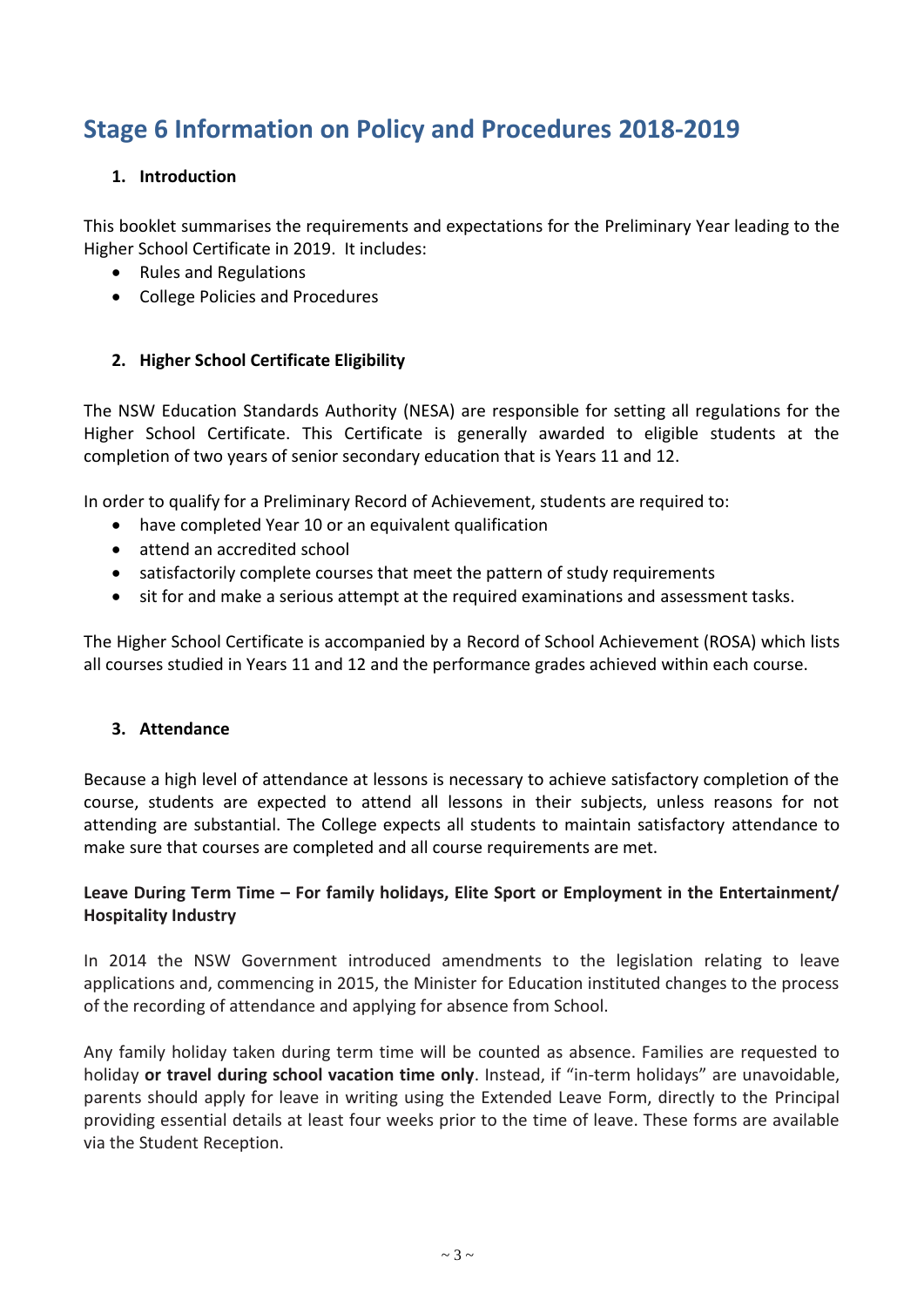# Stage 6 Information on Policy and Procedures 2018-2019

1. **Introduction**

This booklet summarises the requirements and expectations for the Preliminary Year leading to the Higher School Certificate in 2019. It includes:

- Rules and Regulations
- College Policies and Procedures

2. **Higher School Certificate Eligibility**

The NSW Education Standards Authority (NESA) are responsible for setting all regulations for the Higher School Certificate. This Certificate is generally awarded to eligible students at the completion of two years of senior secondary education that is Years 11 and 12.

In order to qualify for a Preliminary Record of Achievement, students are required to:

- have completed Year 10 or an equivalent qualification
- attend an accredited school
- satisfactorily complete courses that meet the pattern of study requirements
- sit for and make a serious attempt at the required examinations and assessment tasks.

The Higher School Certificate is accompanied by a Record of School Achievement (ROSA) which lists all courses studied in Years 11 and 12 and the performance grades achieved within each course.

3. **Attendance**

Because a high level of attendance at lessons is necessary to achieve satisfactory completion of the course, students are expected to attend all lessons in their subjects, unless reasons for not attending are substantial. The College expects all students to maintain satisfactory attendance to make sure that courses are completed and all course requirements are met.

**Leave During Term Time – For family holidays, Elite Sport or Employment in the Entertainment/ Hospitality Industry**

In 2014 the NSW Government introduced amendments to the legislation relating to leave applications and, commencing in 2015, the Minister for Education instituted changes to the process of the recording of attendance and applying for absence from School.

Any family holiday taken during term time will be counted as absence. Families are requested to holiday **or travel during school vacation time only**. Instead, if "in-term holidays" are unavoidable, parents should apply for leave in writing using the Extended Leave Form, directly to the Principal providing essential details at least four weeks prior to the time of leave. These forms are available via the Student Reception.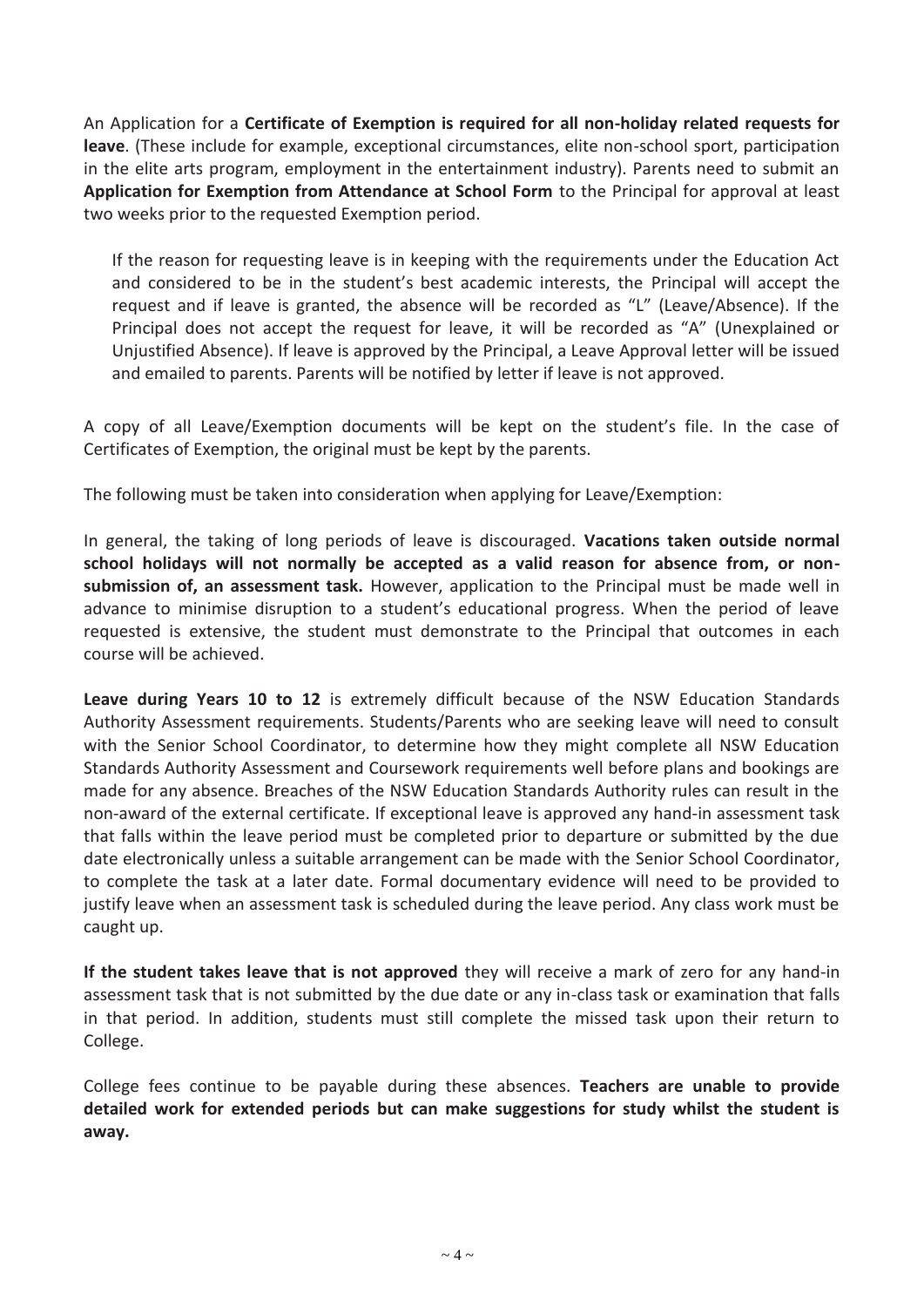An Application for a **Certificate of Exemption is required for all non-holiday related requests for leave**. (These include for example, exceptional circumstances, elite non-school sport, participation in the elite arts program, employment in the entertainment industry). Parents need to submit an **Application for Exemption from Attendance at School Form** to the Principal for approval at least two weeks prior to the requested Exemption period.

> If the reason for requesting leave is in keeping with the requirements under the Education Act and considered to be in the student's best academic interests, the Principal will accept the request and if leave is granted, the absence will be recorded as "L" (Leave/Absence). If the Principal does not accept the request for leave, it will be recorded as "A" (Unexplained or Unjustified Absence). If leave is approved by the Principal, a Leave Approval letter will be issued and emailed to parents. Parents will be notified by letter if leave is not approved.

A copy of all Leave/Exemption documents will be kept on the student's file. In the case of Certificates of Exemption, the original must be kept by the parents.

The following must be taken into consideration when applying for Leave/Exemption:

In general, the taking of long periods of leave is discouraged. **Vacations taken outside normal school holidays will not normally be accepted as a valid reason for absence from, or non-submission of, an assessment task.** However, application to the Principal must be made well in advance to minimise disruption to a student's educational progress. When the period of leave requested is extensive, the student must demonstrate to the Principal that outcomes in each course will be achieved.

**Leave during Years 10 to 12** is extremely difficult because of the NSW Education Standards Authority Assessment requirements. Students/Parents who are seeking leave will need to consult with the Senior School Coordinator, to determine how they might complete all NSW Education Standards Authority Assessment and Coursework requirements well before plans and bookings are made for any absence. Breaches of the NSW Education Standards Authority rules can result in the non-award of the external certificate. If exceptional leave is approved any hand-in assessment task that falls within the leave period must be completed prior to departure or submitted by the due date electronically unless a suitable arrangement can be made with the Senior School Coordinator, to complete the task at a later date. Formal documentary evidence will need to be provided to justify leave when an assessment task is scheduled during the leave period. Any class work must be caught up.

**If the student takes leave that is not approved** they will receive a mark of zero for any hand-in assessment task that is not submitted by the due date or any in-class task or examination that falls in that period. In addition, students must still complete the missed task upon their return to College.

College fees continue to be payable during these absences. **Teachers are unable to provide detailed work for extended periods but can make suggestions for study whilst the student is away.**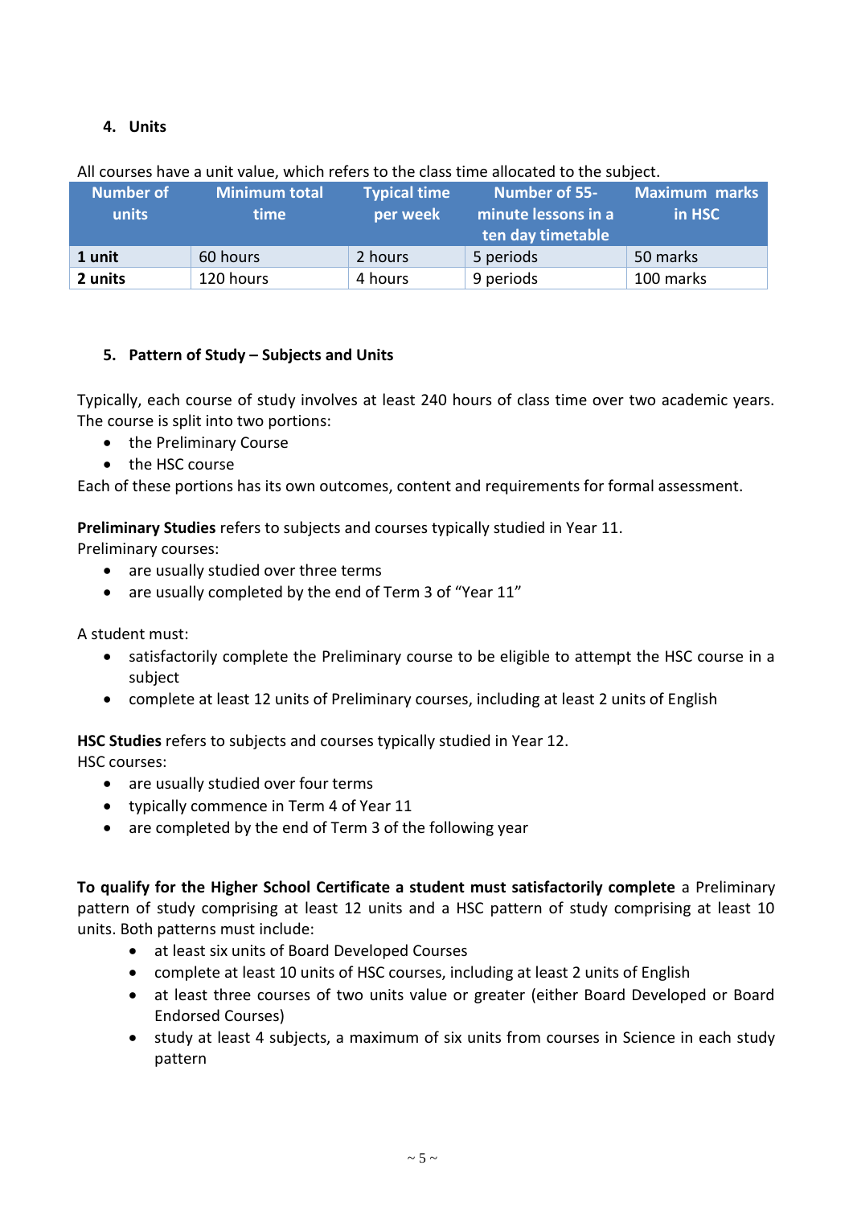## 4. Units

All courses have a unit value, which refers to the class time allocated to the subject.

| Number of units | Minimum total time | Typical time per week | Number of 55-minute lessons in a ten day timetable | Maximum marks in HSC |
|---|---|---|---|---|
| **1 unit** | 60 hours | 2 hours | 5 periods | 50 marks |
| **2 units** | 120 hours | 4 hours | 9 periods | 100 marks |

## 5. Pattern of Study – Subjects and Units

Typically, each course of study involves at least 240 hours of class time over two academic years. The course is split into two portions:

- the Preliminary Course
- the HSC course

Each of these portions has its own outcomes, content and requirements for formal assessment.

**Preliminary Studies** refers to subjects and courses typically studied in Year 11.
Preliminary courses:

- are usually studied over three terms
- are usually completed by the end of Term 3 of "Year 11"

A student must:

- satisfactorily complete the Preliminary course to be eligible to attempt the HSC course in a subject
- complete at least 12 units of Preliminary courses, including at least 2 units of English

**HSC Studies** refers to subjects and courses typically studied in Year 12.
HSC courses:

- are usually studied over four terms
- typically commence in Term 4 of Year 11
- are completed by the end of Term 3 of the following year

**To qualify for the Higher School Certificate a student must satisfactorily complete** a Preliminary pattern of study comprising at least 12 units and a HSC pattern of study comprising at least 10 units. Both patterns must include:

- at least six units of Board Developed Courses
- complete at least 10 units of HSC courses, including at least 2 units of English
- at least three courses of two units value or greater (either Board Developed or Board Endorsed Courses)
- study at least 4 subjects, a maximum of six units from courses in Science in each study pattern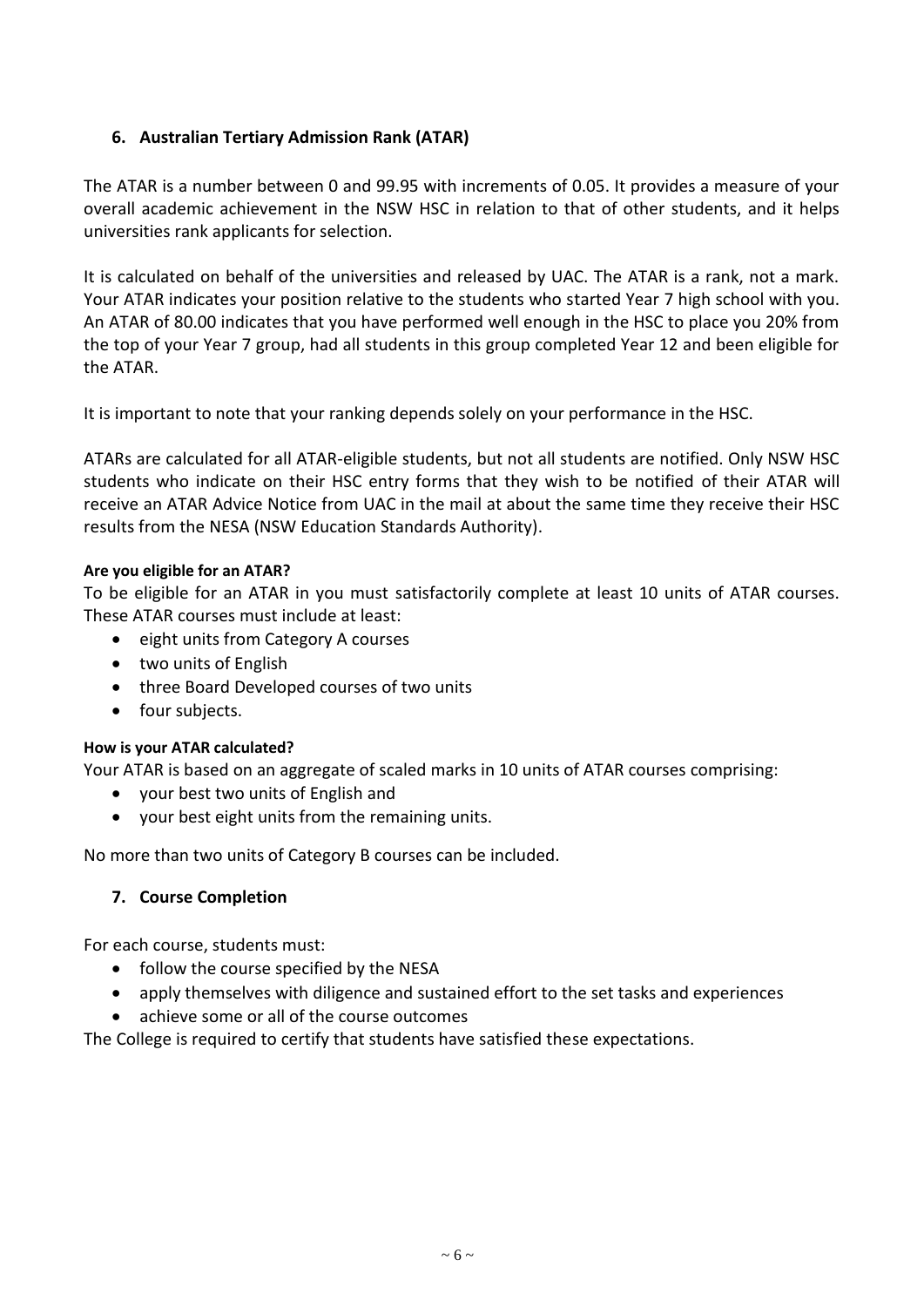## 6. Australian Tertiary Admission Rank (ATAR)

The ATAR is a number between 0 and 99.95 with increments of 0.05. It provides a measure of your overall academic achievement in the NSW HSC in relation to that of other students, and it helps universities rank applicants for selection.

It is calculated on behalf of the universities and released by UAC. The ATAR is a rank, not a mark. Your ATAR indicates your position relative to the students who started Year 7 high school with you. An ATAR of 80.00 indicates that you have performed well enough in the HSC to place you 20% from the top of your Year 7 group, had all students in this group completed Year 12 and been eligible for the ATAR.

It is important to note that your ranking depends solely on your performance in the HSC.

ATARs are calculated for all ATAR-eligible students, but not all students are notified. Only NSW HSC students who indicate on their HSC entry forms that they wish to be notified of their ATAR will receive an ATAR Advice Notice from UAC in the mail at about the same time they receive their HSC results from the NESA (NSW Education Standards Authority).

#### Are you eligible for an ATAR?

To be eligible for an ATAR in you must satisfactorily complete at least 10 units of ATAR courses. These ATAR courses must include at least:

- eight units from Category A courses
- two units of English
- three Board Developed courses of two units
- four subjects.

#### How is your ATAR calculated?

Your ATAR is based on an aggregate of scaled marks in 10 units of ATAR courses comprising:

- your best two units of English and
- your best eight units from the remaining units.

No more than two units of Category B courses can be included.

## 7. Course Completion

For each course, students must:

- follow the course specified by the NESA
- apply themselves with diligence and sustained effort to the set tasks and experiences
- achieve some or all of the course outcomes

The College is required to certify that students have satisfied these expectations.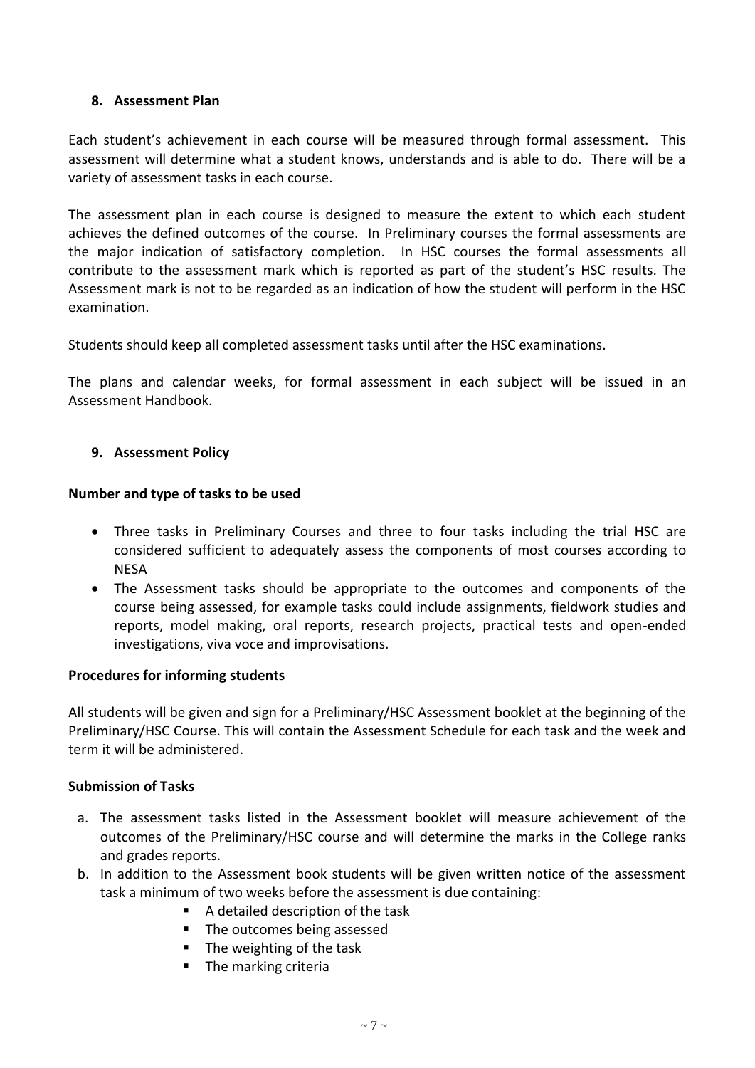## 8. Assessment Plan

Each student's achievement in each course will be measured through formal assessment. This assessment will determine what a student knows, understands and is able to do. There will be a variety of assessment tasks in each course.

The assessment plan in each course is designed to measure the extent to which each student achieves the defined outcomes of the course. In Preliminary courses the formal assessments are the major indication of satisfactory completion. In HSC courses the formal assessments all contribute to the assessment mark which is reported as part of the student's HSC results. The Assessment mark is not to be regarded as an indication of how the student will perform in the HSC examination.

Students should keep all completed assessment tasks until after the HSC examinations.

The plans and calendar weeks, for formal assessment in each subject will be issued in an Assessment Handbook.

## 9. Assessment Policy

**Number and type of tasks to be used**

- Three tasks in Preliminary Courses and three to four tasks including the trial HSC are considered sufficient to adequately assess the components of most courses according to NESA
- The Assessment tasks should be appropriate to the outcomes and components of the course being assessed, for example tasks could include assignments, fieldwork studies and reports, model making, oral reports, research projects, practical tests and open-ended investigations, viva voce and improvisations.

**Procedures for informing students**

All students will be given and sign for a Preliminary/HSC Assessment booklet at the beginning of the Preliminary/HSC Course. This will contain the Assessment Schedule for each task and the week and term it will be administered.

**Submission of Tasks**

a. The assessment tasks listed in the Assessment booklet will measure achievement of the outcomes of the Preliminary/HSC course and will determine the marks in the College ranks and grades reports.
b. In addition to the Assessment book students will be given written notice of the assessment task a minimum of two weeks before the assessment is due containing:
    - A detailed description of the task
    - The outcomes being assessed
    - The weighting of the task
    - The marking criteria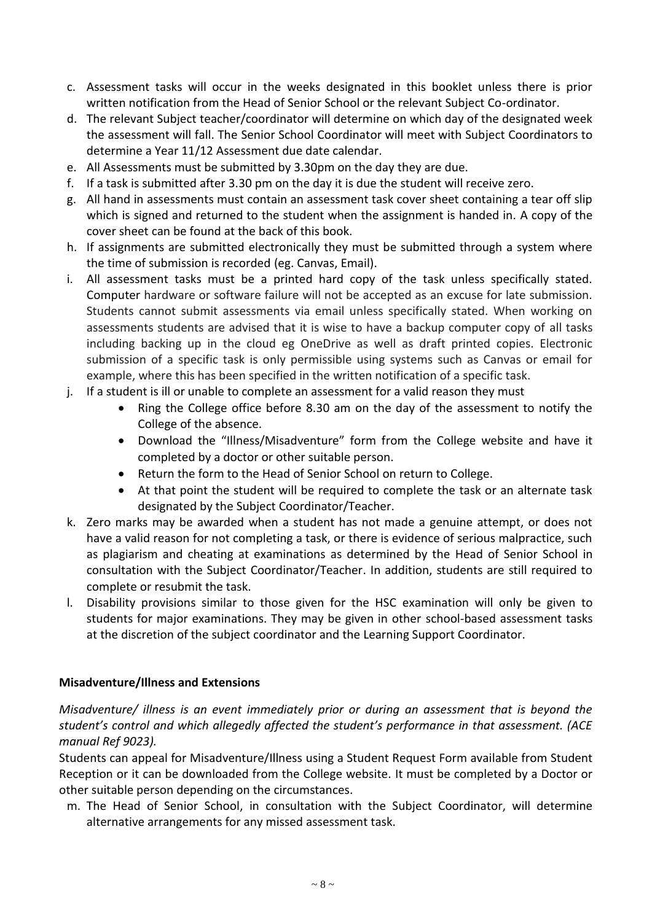c. Assessment tasks will occur in the weeks designated in this booklet unless there is prior written notification from the Head of Senior School or the relevant Subject Co-ordinator.
d. The relevant Subject teacher/coordinator will determine on which day of the designated week the assessment will fall. The Senior School Coordinator will meet with Subject Coordinators to determine a Year 11/12 Assessment due date calendar.
e. All Assessments must be submitted by 3.30pm on the day they are due.
f. If a task is submitted after 3.30 pm on the day it is due the student will receive zero.
g. All hand in assessments must contain an assessment task cover sheet containing a tear off slip which is signed and returned to the student when the assignment is handed in. A copy of the cover sheet can be found at the back of this book.
h. If assignments are submitted electronically they must be submitted through a system where the time of submission is recorded (eg. Canvas, Email).
i. All assessment tasks must be a printed hard copy of the task unless specifically stated. Computer hardware or software failure will not be accepted as an excuse for late submission. Students cannot submit assessments via email unless specifically stated. When working on assessments students are advised that it is wise to have a backup computer copy of all tasks including backing up in the cloud eg OneDrive as well as draft printed copies. Electronic submission of a specific task is only permissible using systems such as Canvas or email for example, where this has been specified in the written notification of a specific task.
j. If a student is ill or unable to complete an assessment for a valid reason they must
    - Ring the College office before 8.30 am on the day of the assessment to notify the College of the absence.
    - Download the "Illness/Misadventure" form from the College website and have it completed by a doctor or other suitable person.
    - Return the form to the Head of Senior School on return to College.
    - At that point the student will be required to complete the task or an alternate task designated by the Subject Coordinator/Teacher.
k. Zero marks may be awarded when a student has not made a genuine attempt, or does not have a valid reason for not completing a task, or there is evidence of serious malpractice, such as plagiarism and cheating at examinations as determined by the Head of Senior School in consultation with the Subject Coordinator/Teacher. In addition, students are still required to complete or resubmit the task.
l. Disability provisions similar to those given for the HSC examination will only be given to students for major examinations. They may be given in other school-based assessment tasks at the discretion of the subject coordinator and the Learning Support Coordinator.

**Misadventure/Illness and Extensions**

*Misadventure/ illness is an event immediately prior or during an assessment that is beyond the student's control and which allegedly affected the student's performance in that assessment. (ACE manual Ref 9023).*

Students can appeal for Misadventure/Illness using a Student Request Form available from Student Reception or it can be downloaded from the College website. It must be completed by a Doctor or other suitable person depending on the circumstances.

m. The Head of Senior School, in consultation with the Subject Coordinator, will determine alternative arrangements for any missed assessment task.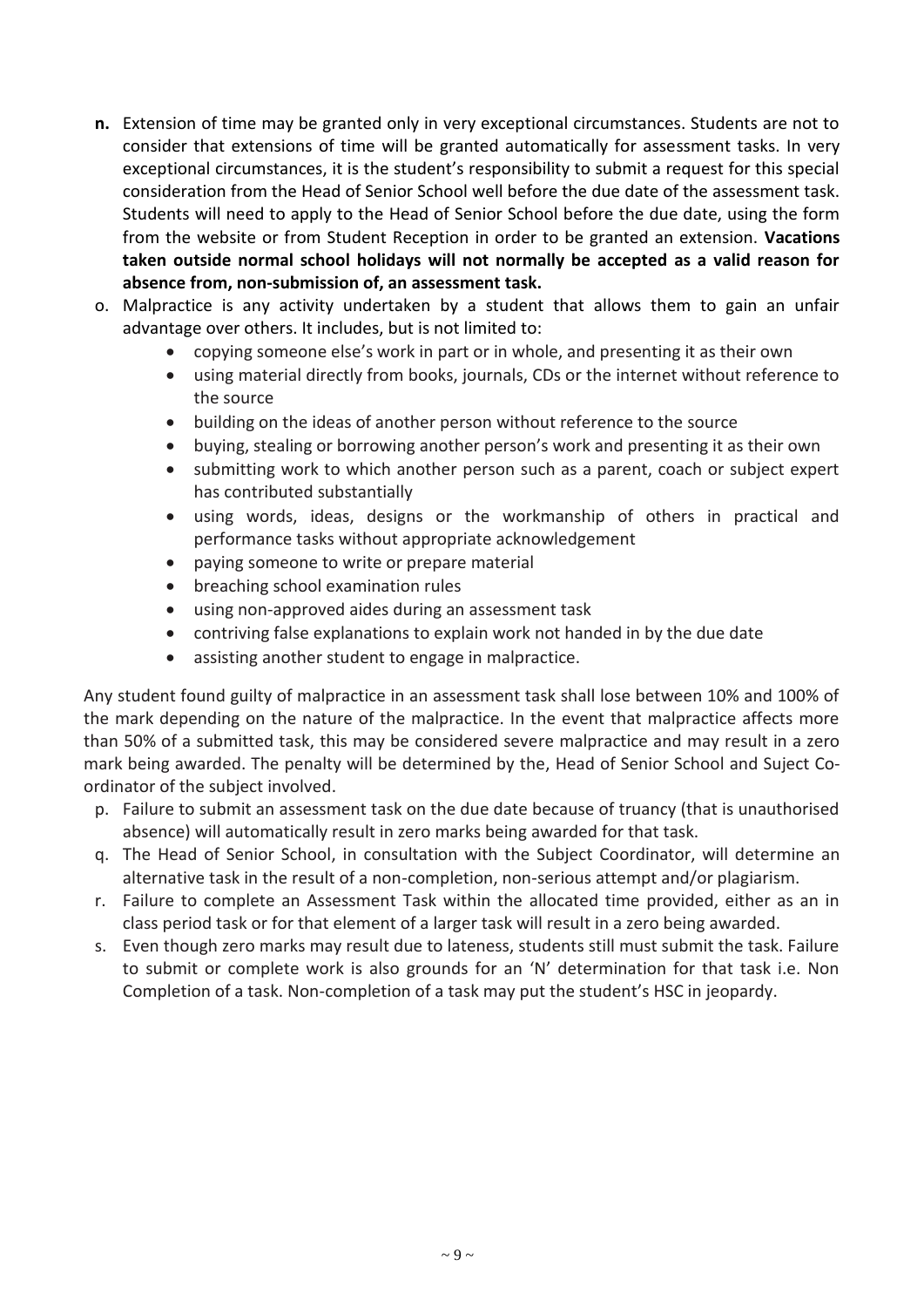**n.** Extension of time may be granted only in very exceptional circumstances. Students are not to consider that extensions of time will be granted automatically for assessment tasks. In very exceptional circumstances, it is the student's responsibility to submit a request for this special consideration from the Head of Senior School well before the due date of the assessment task. Students will need to apply to the Head of Senior School before the due date, using the form from the website or from Student Reception in order to be granted an extension. **Vacations taken outside normal school holidays will not normally be accepted as a valid reason for absence from, non-submission of, an assessment task.**

o. Malpractice is any activity undertaken by a student that allows them to gain an unfair advantage over others. It includes, but is not limited to:

- copying someone else's work in part or in whole, and presenting it as their own
- using material directly from books, journals, CDs or the internet without reference to the source
- building on the ideas of another person without reference to the source
- buying, stealing or borrowing another person's work and presenting it as their own
- submitting work to which another person such as a parent, coach or subject expert has contributed substantially
- using words, ideas, designs or the workmanship of others in practical and performance tasks without appropriate acknowledgement
- paying someone to write or prepare material
- breaching school examination rules
- using non-approved aides during an assessment task
- contriving false explanations to explain work not handed in by the due date
- assisting another student to engage in malpractice.

Any student found guilty of malpractice in an assessment task shall lose between 10% and 100% of the mark depending on the nature of the malpractice. In the event that malpractice affects more than 50% of a submitted task, this may be considered severe malpractice and may result in a zero mark being awarded. The penalty will be determined by the, Head of Senior School and Suject Co-ordinator of the subject involved.

p. Failure to submit an assessment task on the due date because of truancy (that is unauthorised absence) will automatically result in zero marks being awarded for that task.

q. The Head of Senior School, in consultation with the Subject Coordinator, will determine an alternative task in the result of a non-completion, non-serious attempt and/or plagiarism.

r. Failure to complete an Assessment Task within the allocated time provided, either as an in class period task or for that element of a larger task will result in a zero being awarded.

s. Even though zero marks may result due to lateness, students still must submit the task. Failure to submit or complete work is also grounds for an 'N' determination for that task i.e. Non Completion of a task. Non-completion of a task may put the student's HSC in jeopardy.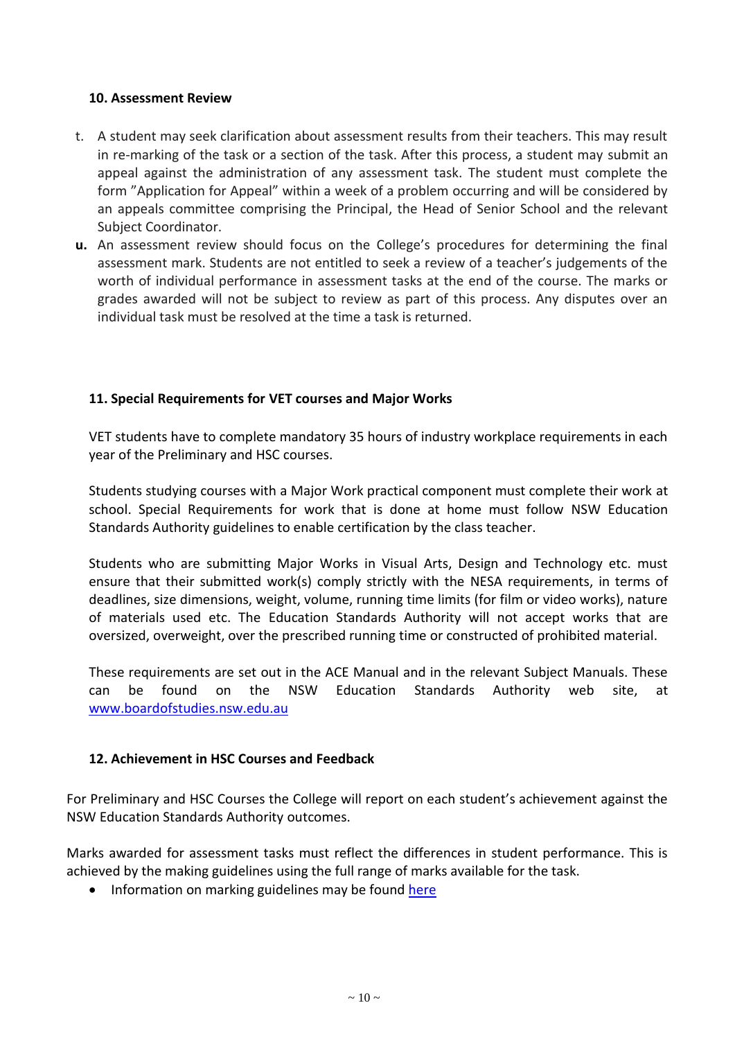#### 10. Assessment Review

t. A student may seek clarification about assessment results from their teachers. This may result in re-marking of the task or a section of the task. After this process, a student may submit an appeal against the administration of any assessment task. The student must complete the form ”Application for Appeal” within a week of a problem occurring and will be considered by an appeals committee comprising the Principal, the Head of Senior School and the relevant Subject Coordinator.

**u.** An assessment review should focus on the College’s procedures for determining the final assessment mark. Students are not entitled to seek a review of a teacher’s judgements of the worth of individual performance in assessment tasks at the end of the course. The marks or grades awarded will not be subject to review as part of this process. Any disputes over an individual task must be resolved at the time a task is returned.

#### 11. Special Requirements for VET courses and Major Works

VET students have to complete mandatory 35 hours of industry workplace requirements in each year of the Preliminary and HSC courses.

Students studying courses with a Major Work practical component must complete their work at school. Special Requirements for work that is done at home must follow NSW Education Standards Authority guidelines to enable certification by the class teacher.

Students who are submitting Major Works in Visual Arts, Design and Technology etc. must ensure that their submitted work(s) comply strictly with the NESA requirements, in terms of deadlines, size dimensions, weight, volume, running time limits (for film or video works), nature of materials used etc. The Education Standards Authority will not accept works that are oversized, overweight, over the prescribed running time or constructed of prohibited material.

These requirements are set out in the ACE Manual and in the relevant Subject Manuals. These can be found on the NSW Education Standards Authority web site, at [www.boardofstudies.nsw.edu.au](www.boardofstudies.nsw.edu.au)

#### 12. Achievement in HSC Courses and Feedback

For Preliminary and HSC Courses the College will report on each student’s achievement against the NSW Education Standards Authority outcomes.

Marks awarded for assessment tasks must reflect the differences in student performance. This is achieved by the making guidelines using the full range of marks available for the task.

- Information on marking guidelines may be found here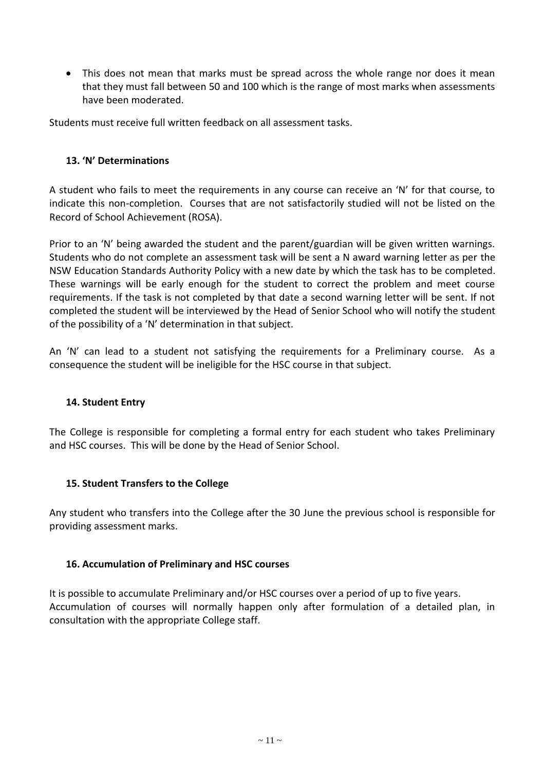- This does not mean that marks must be spread across the whole range nor does it mean that they must fall between 50 and 100 which is the range of most marks when assessments have been moderated.

Students must receive full written feedback on all assessment tasks.

### 13. 'N' Determinations

A student who fails to meet the requirements in any course can receive an 'N' for that course, to indicate this non-completion. Courses that are not satisfactorily studied will not be listed on the Record of School Achievement (ROSA).

Prior to an 'N' being awarded the student and the parent/guardian will be given written warnings. Students who do not complete an assessment task will be sent a N award warning letter as per the NSW Education Standards Authority Policy with a new date by which the task has to be completed. These warnings will be early enough for the student to correct the problem and meet course requirements. If the task is not completed by that date a second warning letter will be sent. If not completed the student will be interviewed by the Head of Senior School who will notify the student of the possibility of a 'N' determination in that subject.

An 'N' can lead to a student not satisfying the requirements for a Preliminary course. As a consequence the student will be ineligible for the HSC course in that subject.

### 14. Student Entry

The College is responsible for completing a formal entry for each student who takes Preliminary and HSC courses. This will be done by the Head of Senior School.

### 15. Student Transfers to the College

Any student who transfers into the College after the 30 June the previous school is responsible for providing assessment marks.

### 16. Accumulation of Preliminary and HSC courses

It is possible to accumulate Preliminary and/or HSC courses over a period of up to five years.
Accumulation of courses will normally happen only after formulation of a detailed plan, in consultation with the appropriate College staff.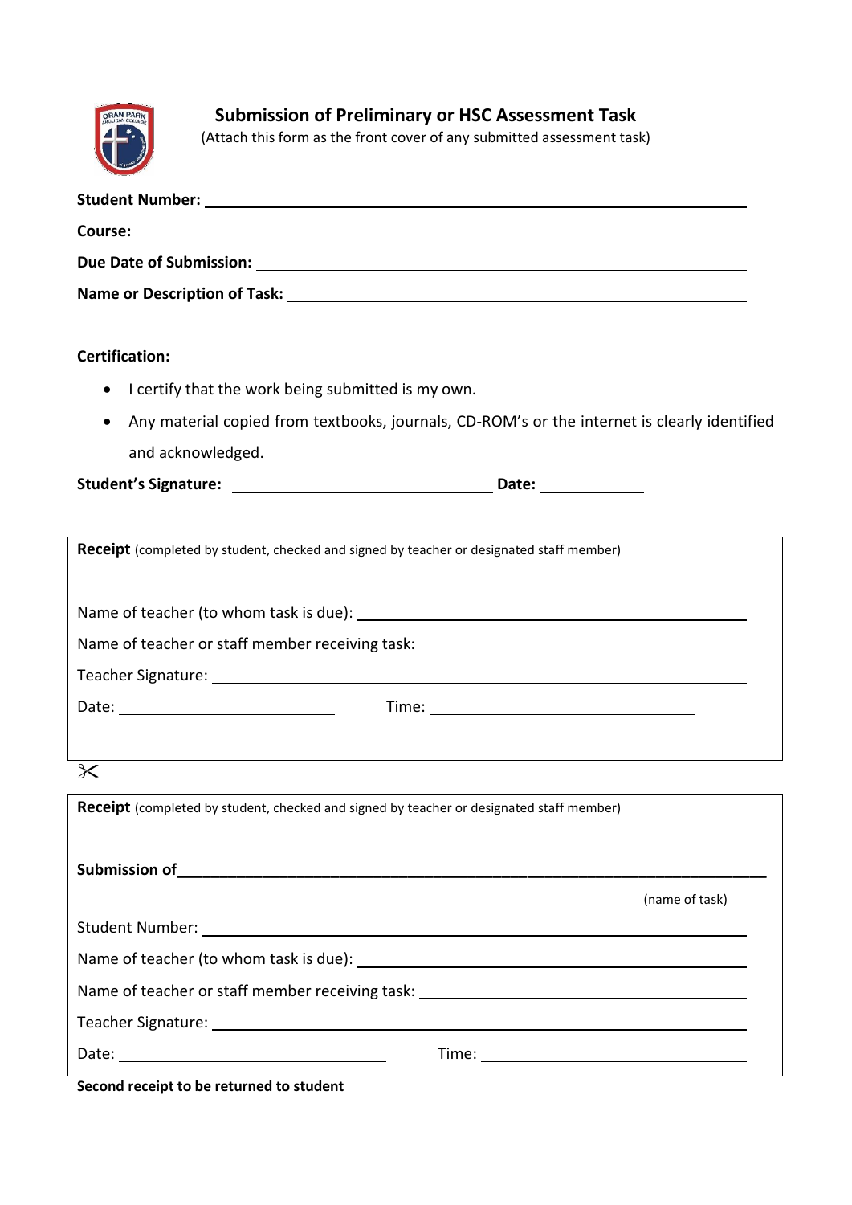## Submission of Preliminary or HSC Assessment Task

(Attach this form as the front cover of any submitted assessment task)

**Student Number:** ______________________________________________

**Course:** ______________________________________________

**Due Date of Submission:** ______________________________________________

**Name or Description of Task:** ______________________________________________

**Certification:**

- I certify that the work being submitted is my own.
- Any material copied from textbooks, journals, CD-ROM's or the internet is clearly identified and acknowledged.

**Student's Signature:** ______________________________ **Date:** ____________

---

**Receipt** (completed by student, checked and signed by teacher or designated staff member)

Name of teacher (to whom task is due): ______________________________________________

Name of teacher or staff member receiving task: ______________________________________________

Teacher Signature: ______________________________________________

Date: ______________________ Time: ______________________

---

✂- - - - - - - - - - - - - - - - - - - - - - - - - - - - - - - - - - - - - - - - - - - - - - - - - - - - - - - - -

---

**Receipt** (completed by student, checked and signed by teacher or designated staff member)

**Submission of** ______________________________________________

(name of task)

Student Number: ______________________________________________

Name of teacher (to whom task is due): ______________________________________________

Name of teacher or staff member receiving task: ______________________________________________

Teacher Signature: ______________________________________________

Date: ______________________ Time: ______________________

**Second receipt to be returned to student**